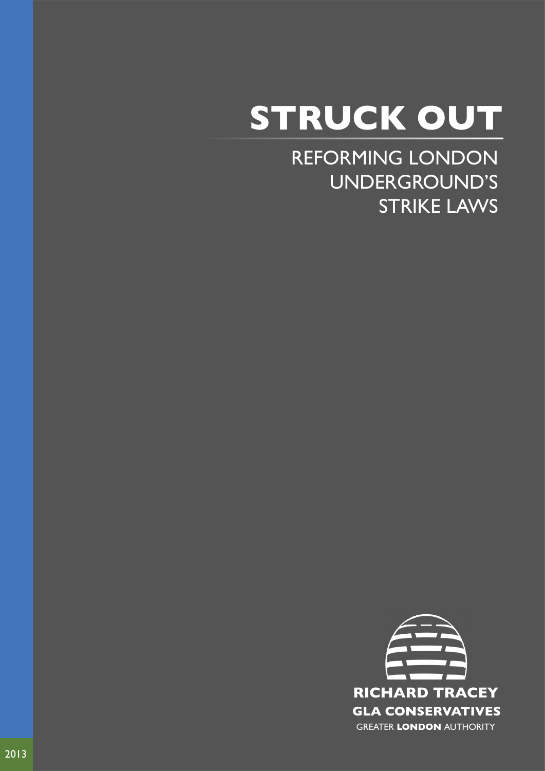# STRUCK OUT

## REFORMING LONDON UNDERGROUND'S STRIKE LAWS

**RICHARD TRACEY**

**GLA CONSERVATIVES**

GREATER **LONDON** AUTHORITY

2013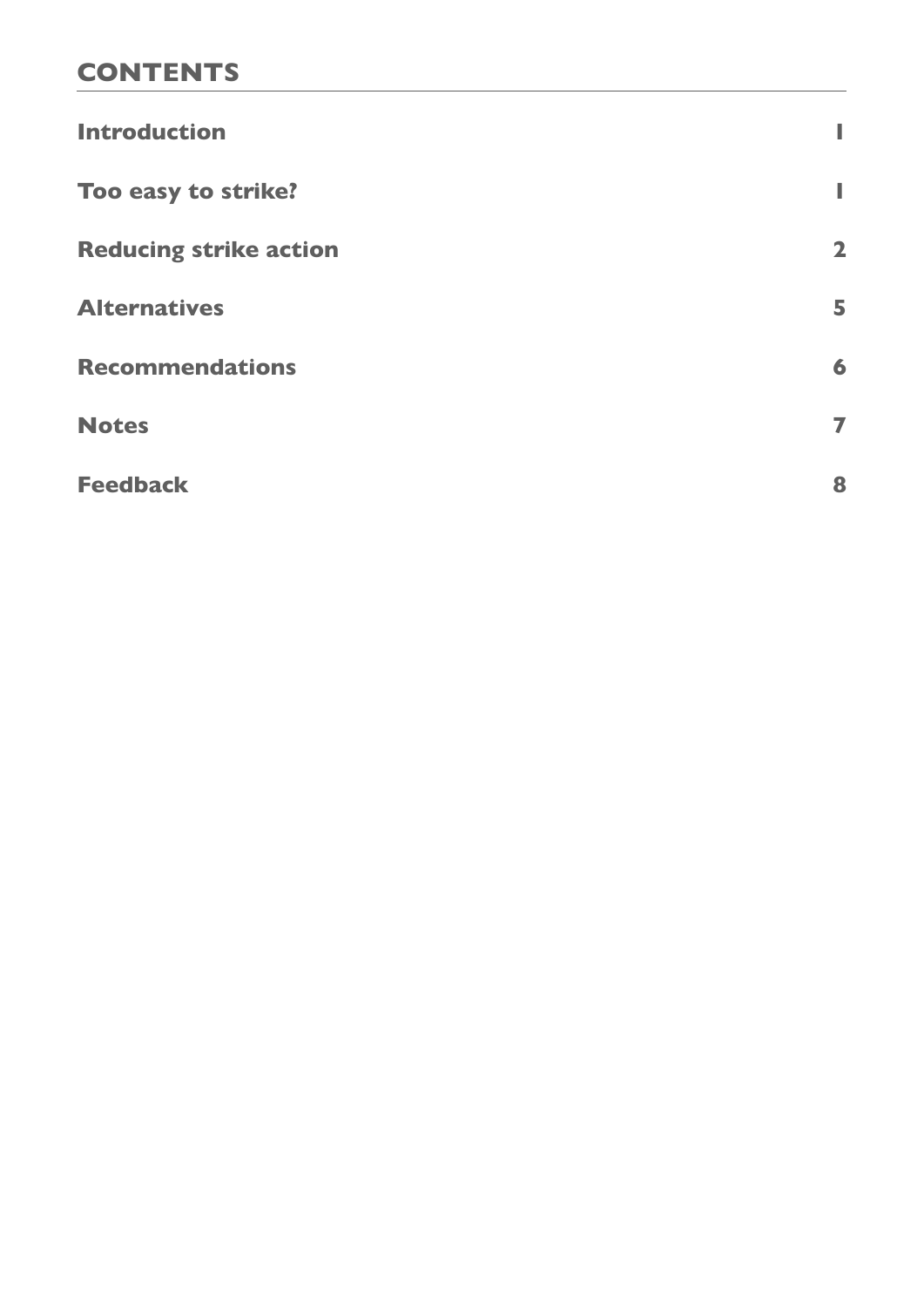## CONTENTS

| | |
|---|---|
| **Introduction** | **1** |
| **Too easy to strike?** | **1** |
| **Reducing strike action** | **2** |
| **Alternatives** | **5** |
| **Recommendations** | **6** |
| **Notes** | **7** |
| **Feedback** | **8** |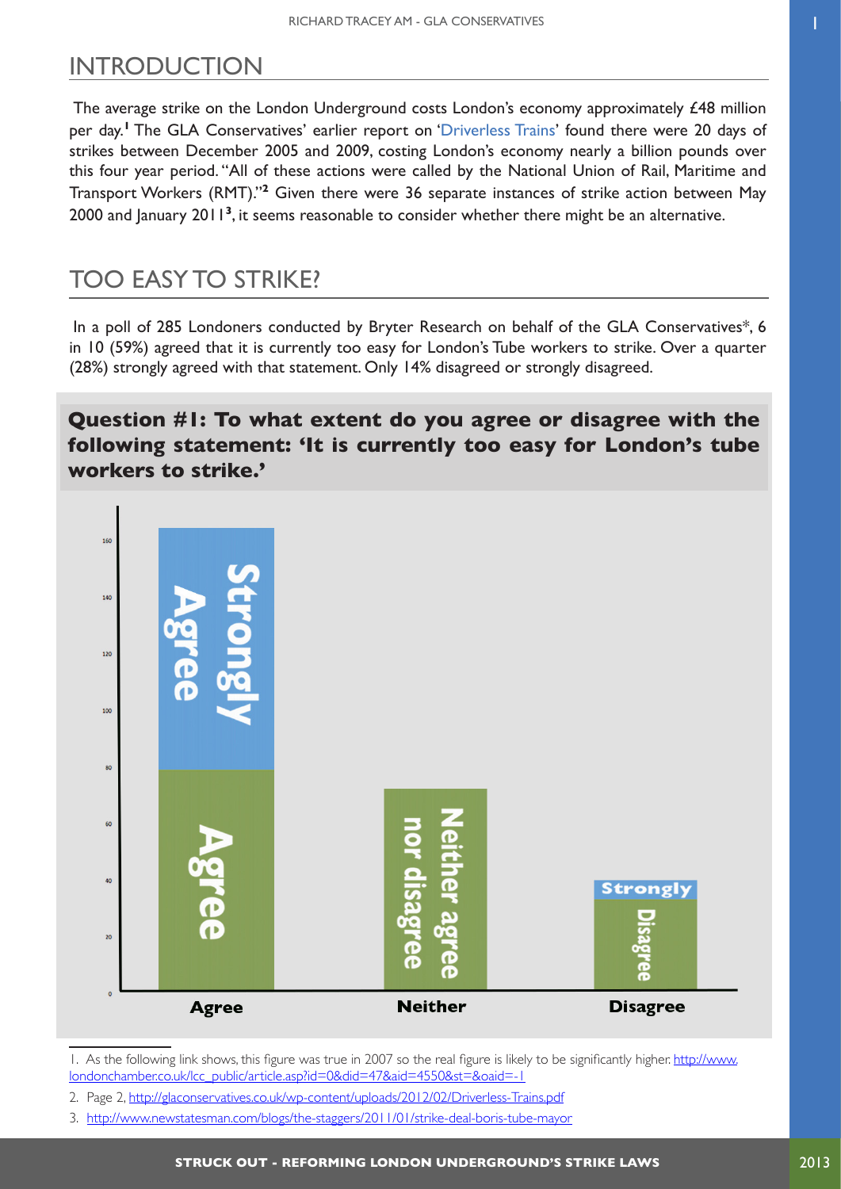# INTRODUCTION

The average strike on the London Underground costs London's economy approximately £48 million per day.[1] The GLA Conservatives' earlier report on 'Driverless Trains' found there were 20 days of strikes between December 2005 and 2009, costing London's economy nearly a billion pounds over this four year period. "All of these actions were called by the National Union of Rail, Maritime and Transport Workers (RMT)."[2] Given there were 36 separate instances of strike action between May 2000 and January 2011[3], it seems reasonable to consider whether there might be an alternative.

# TOO EASY TO STRIKE?

In a poll of 285 Londoners conducted by Bryter Research on behalf of the GLA Conservatives*, 6 in 10 (59%) agreed that it is currently too easy for London's Tube workers to strike. Over a quarter (28%) strongly agreed with that statement. Only 14% disagreed or strongly disagreed.

**Question #1: To what extent do you agree or disagree with the following statement: 'It is currently too easy for London's tube workers to strike.'**

---

1. As the following link shows, this figure was true in 2007 so the real figure is likely to be significantly higher. http://www.londonchamber.co.uk/lcc_public/article.asp?id=0&did=47&aid=4550&st=&oaid=-1
2. Page 2, http://glaconservatives.co.uk/wp-content/uploads/2012/02/Driverless-Trains.pdf
3. http://www.newstatesman.com/blogs/the-staggers/2011/01/strike-deal-boris-tube-mayor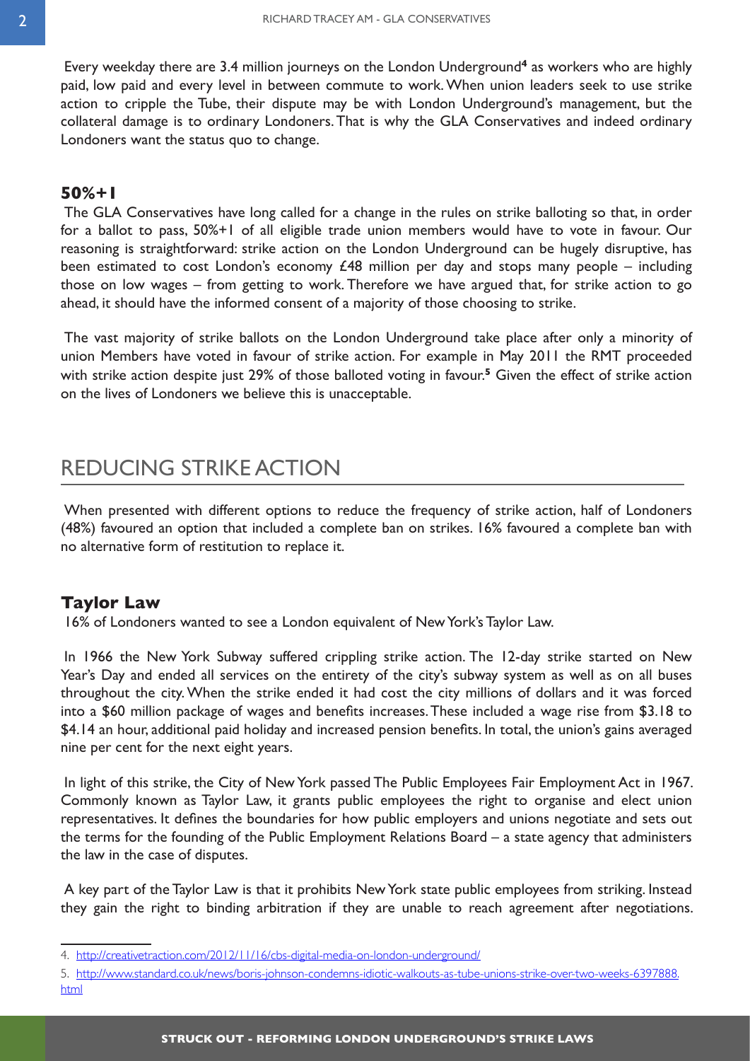Every weekday there are 3.4 million journeys on the London Underground[4] as workers who are highly paid, low paid and every level in between commute to work. When union leaders seek to use strike action to cripple the Tube, their dispute may be with London Underground's management, but the collateral damage is to ordinary Londoners. That is why the GLA Conservatives and indeed ordinary Londoners want the status quo to change.

### 50%+1

The GLA Conservatives have long called for a change in the rules on strike balloting so that, in order for a ballot to pass, 50%+1 of all eligible trade union members would have to vote in favour. Our reasoning is straightforward: strike action on the London Underground can be hugely disruptive, has been estimated to cost London's economy £48 million per day and stops many people – including those on low wages – from getting to work. Therefore we have argued that, for strike action to go ahead, it should have the informed consent of a majority of those choosing to strike.

The vast majority of strike ballots on the London Underground take place after only a minority of union Members have voted in favour of strike action. For example in May 2011 the RMT proceeded with strike action despite just 29% of those balloted voting in favour.[5] Given the effect of strike action on the lives of Londoners we believe this is unacceptable.

## REDUCING STRIKE ACTION

When presented with different options to reduce the frequency of strike action, half of Londoners (48%) favoured an option that included a complete ban on strikes. 16% favoured a complete ban with no alternative form of restitution to replace it.

### Taylor Law

16% of Londoners wanted to see a London equivalent of New York's Taylor Law.

In 1966 the New York Subway suffered crippling strike action. The 12-day strike started on New Year's Day and ended all services on the entirety of the city's subway system as well as on all buses throughout the city. When the strike ended it had cost the city millions of dollars and it was forced into a $60 million package of wages and benefits increases. These included a wage rise from $3.18 to $4.14 an hour, additional paid holiday and increased pension benefits. In total, the union's gains averaged nine per cent for the next eight years.

In light of this strike, the City of New York passed The Public Employees Fair Employment Act in 1967. Commonly known as Taylor Law, it grants public employees the right to organise and elect union representatives. It defines the boundaries for how public employers and unions negotiate and sets out the terms for the founding of the Public Employment Relations Board – a state agency that administers the law in the case of disputes.

A key part of the Taylor Law is that it prohibits New York state public employees from striking. Instead they gain the right to binding arbitration if they are unable to reach agreement after negotiations.

---

4. http://creativetraction.com/2012/11/16/cbs-digital-media-on-london-underground/

5. http://www.standard.co.uk/news/boris-johnson-condemns-idiotic-walkouts-as-tube-unions-strike-over-two-weeks-6397888.html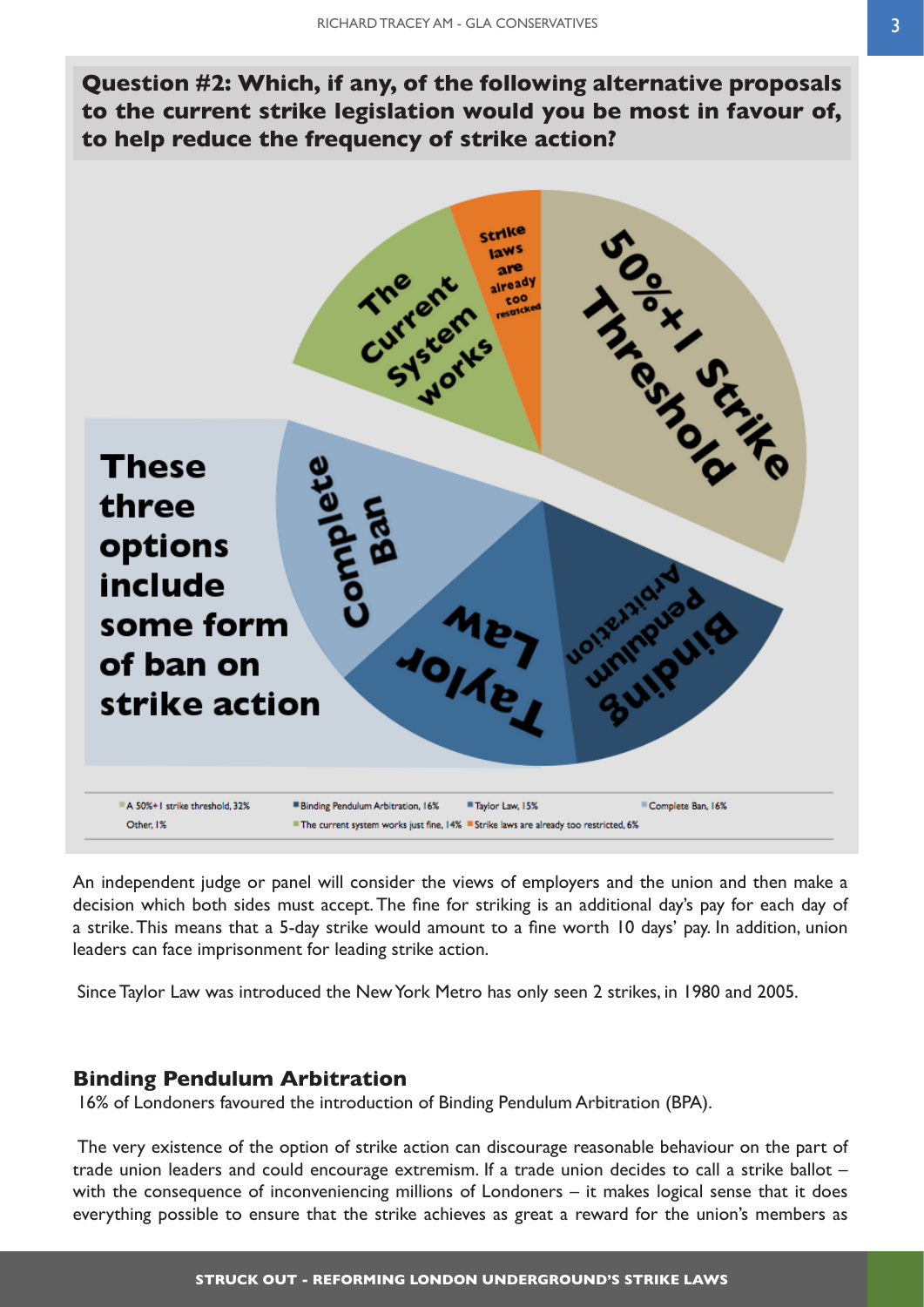**Question #2: Which, if any, of the following alternative proposals to the current strike legislation would you be most in favour of, to help reduce the frequency of strike action?**

50%+1 Strike Threshold

Strike laws are already too restricted

The Current System works

These three options include some form of ban on strike action

Complete Ban

Taylor Law

Binding Pendulum Arbitration

A 50%+1 strike threshold, 32% · Binding Pendulum Arbitration, 16% · Taylor Law, 15% · Complete Ban, 16% · Other, 1% · The current system works just fine, 14% · Strike laws are already too restricted, 6%

An independent judge or panel will consider the views of employers and the union and then make a decision which both sides must accept. The fine for striking is an additional day's pay for each day of a strike. This means that a 5-day strike would amount to a fine worth 10 days' pay. In addition, union leaders can face imprisonment for leading strike action.

Since Taylor Law was introduced the New York Metro has only seen 2 strikes, in 1980 and 2005.

### Binding Pendulum Arbitration

16% of Londoners favoured the introduction of Binding Pendulum Arbitration (BPA).

The very existence of the option of strike action can discourage reasonable behaviour on the part of trade union leaders and could encourage extremism. If a trade union decides to call a strike ballot – with the consequence of inconveniencing millions of Londoners – it makes logical sense that it does everything possible to ensure that the strike achieves as great a reward for the union's members as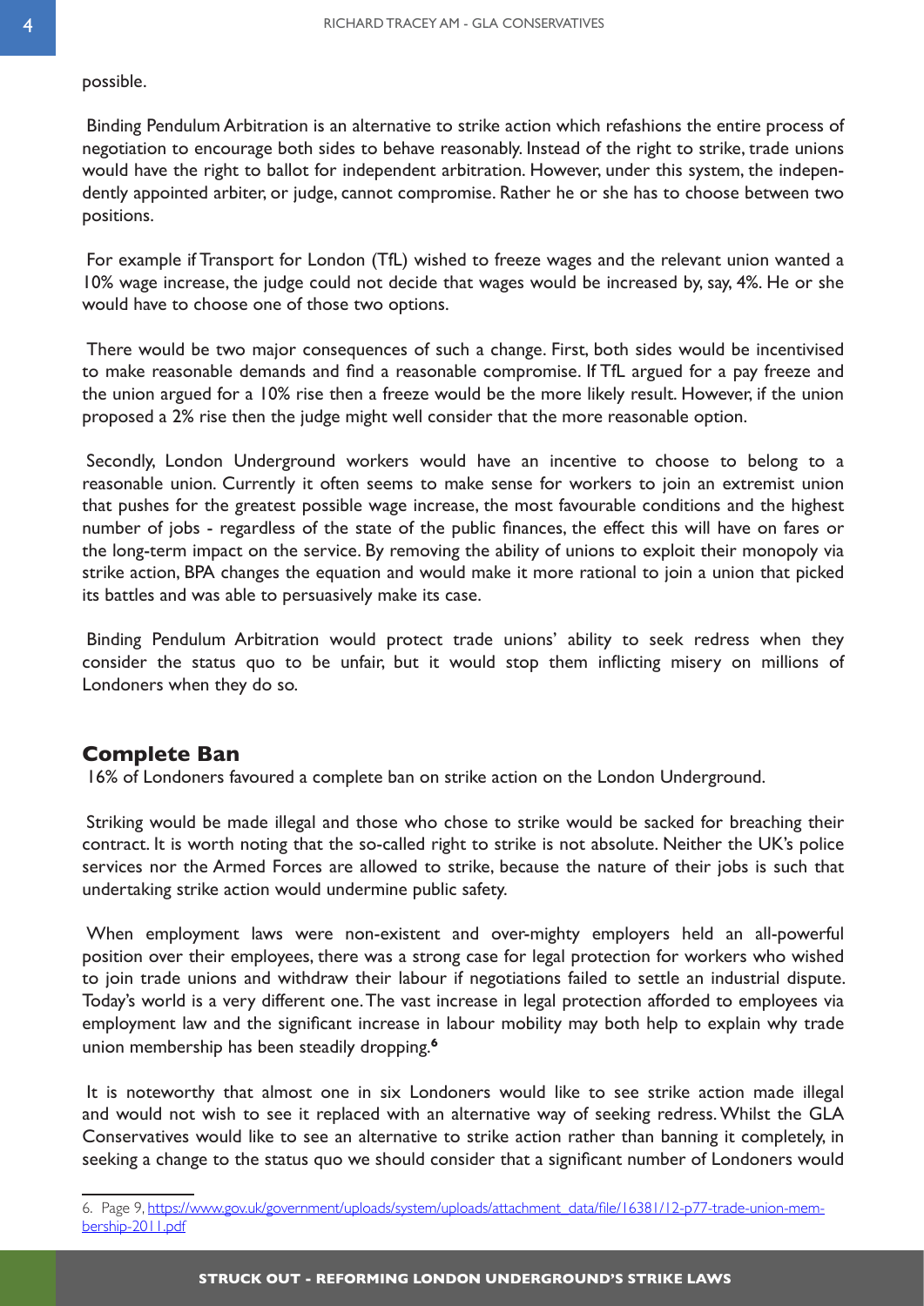possible.

Binding Pendulum Arbitration is an alternative to strike action which refashions the entire process of negotiation to encourage both sides to behave reasonably. Instead of the right to strike, trade unions would have the right to ballot for independent arbitration. However, under this system, the independently appointed arbiter, or judge, cannot compromise. Rather he or she has to choose between two positions.

For example if Transport for London (TfL) wished to freeze wages and the relevant union wanted a 10% wage increase, the judge could not decide that wages would be increased by, say, 4%. He or she would have to choose one of those two options.

There would be two major consequences of such a change. First, both sides would be incentivised to make reasonable demands and find a reasonable compromise. If TfL argued for a pay freeze and the union argued for a 10% rise then a freeze would be the more likely result. However, if the union proposed a 2% rise then the judge might well consider that the more reasonable option.

Secondly, London Underground workers would have an incentive to choose to belong to a reasonable union. Currently it often seems to make sense for workers to join an extremist union that pushes for the greatest possible wage increase, the most favourable conditions and the highest number of jobs - regardless of the state of the public finances, the effect this will have on fares or the long-term impact on the service. By removing the ability of unions to exploit their monopoly via strike action, BPA changes the equation and would make it more rational to join a union that picked its battles and was able to persuasively make its case.

Binding Pendulum Arbitration would protect trade unions' ability to seek redress when they consider the status quo to be unfair, but it would stop them inflicting misery on millions of Londoners when they do so.

## Complete Ban

16% of Londoners favoured a complete ban on strike action on the London Underground.

Striking would be made illegal and those who chose to strike would be sacked for breaching their contract. It is worth noting that the so-called right to strike is not absolute. Neither the UK's police services nor the Armed Forces are allowed to strike, because the nature of their jobs is such that undertaking strike action would undermine public safety.

When employment laws were non-existent and over-mighty employers held an all-powerful position over their employees, there was a strong case for legal protection for workers who wished to join trade unions and withdraw their labour if negotiations failed to settle an industrial dispute. Today's world is a very different one. The vast increase in legal protection afforded to employees via employment law and the significant increase in labour mobility may both help to explain why trade union membership has been steadily dropping.[6]

It is noteworthy that almost one in six Londoners would like to see strike action made illegal and would not wish to see it replaced with an alternative way of seeking redress. Whilst the GLA Conservatives would like to see an alternative to strike action rather than banning it completely, in seeking a change to the status quo we should consider that a significant number of Londoners would

---

6. Page 9, https://www.gov.uk/government/uploads/system/uploads/attachment_data/file/16381/12-p77-trade-union-membership-2011.pdf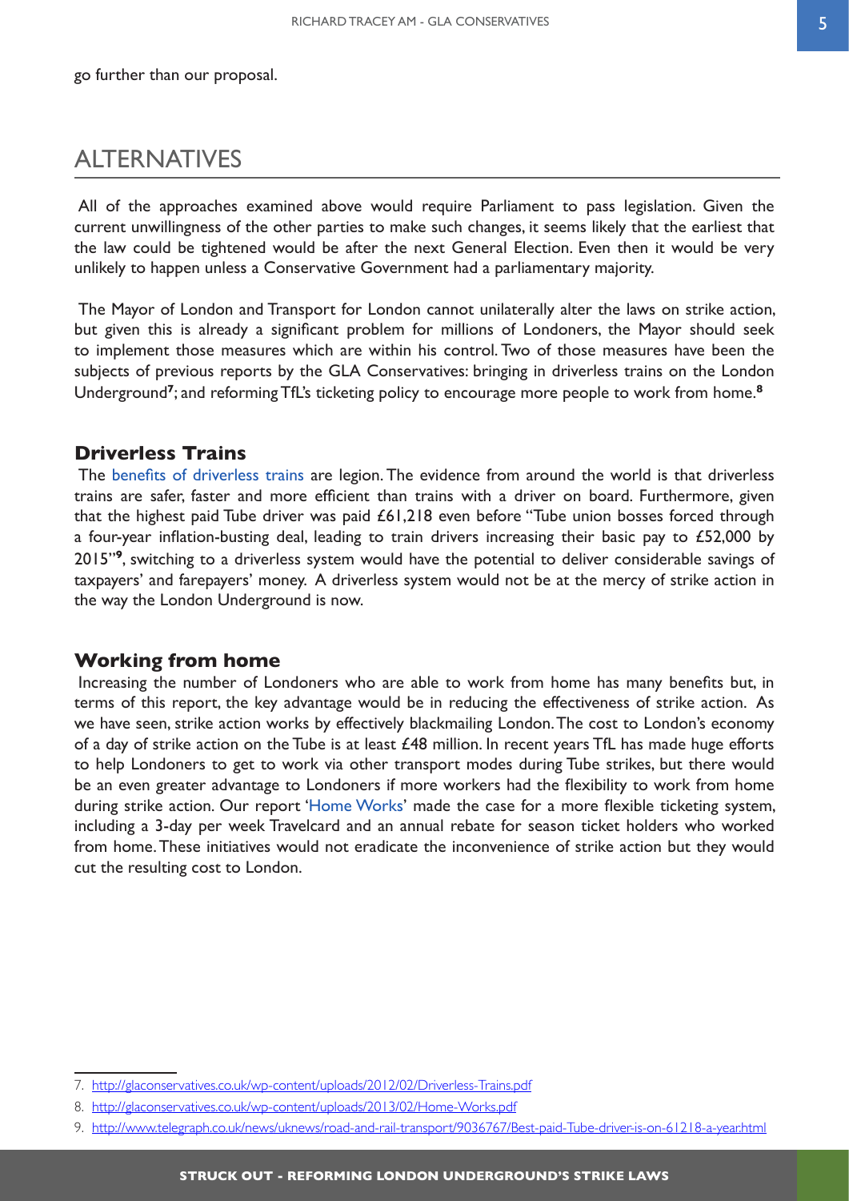go further than our proposal.

## ALTERNATIVES

All of the approaches examined above would require Parliament to pass legislation. Given the current unwillingness of the other parties to make such changes, it seems likely that the earliest that the law could be tightened would be after the next General Election. Even then it would be very unlikely to happen unless a Conservative Government had a parliamentary majority.

The Mayor of London and Transport for London cannot unilaterally alter the laws on strike action, but given this is already a significant problem for millions of Londoners, the Mayor should seek to implement those measures which are within his control. Two of those measures have been the subjects of previous reports by the GLA Conservatives: bringing in driverless trains on the London Underground[7]; and reforming TfL's ticketing policy to encourage more people to work from home.[8]

### Driverless Trains

The benefits of driverless trains are legion. The evidence from around the world is that driverless trains are safer, faster and more efficient than trains with a driver on board. Furthermore, given that the highest paid Tube driver was paid £61,218 even before "Tube union bosses forced through a four-year inflation-busting deal, leading to train drivers increasing their basic pay to £52,000 by 2015"[9], switching to a driverless system would have the potential to deliver considerable savings of taxpayers' and farepayers' money. A driverless system would not be at the mercy of strike action in the way the London Underground is now.

### Working from home

Increasing the number of Londoners who are able to work from home has many benefits but, in terms of this report, the key advantage would be in reducing the effectiveness of strike action. As we have seen, strike action works by effectively blackmailing London. The cost to London's economy of a day of strike action on the Tube is at least £48 million. In recent years TfL has made huge efforts to help Londoners to get to work via other transport modes during Tube strikes, but there would be an even greater advantage to Londoners if more workers had the flexibility to work from home during strike action. Our report 'Home Works' made the case for a more flexible ticketing system, including a 3-day per week Travelcard and an annual rebate for season ticket holders who worked from home. These initiatives would not eradicate the inconvenience of strike action but they would cut the resulting cost to London.

---

7. http://glaconservatives.co.uk/wp-content/uploads/2012/02/Driverless-Trains.pdf
8. http://glaconservatives.co.uk/wp-content/uploads/2013/02/Home-Works.pdf
9. http://www.telegraph.co.uk/news/uknews/road-and-rail-transport/9036767/Best-paid-Tube-driver-is-on-61218-a-year.html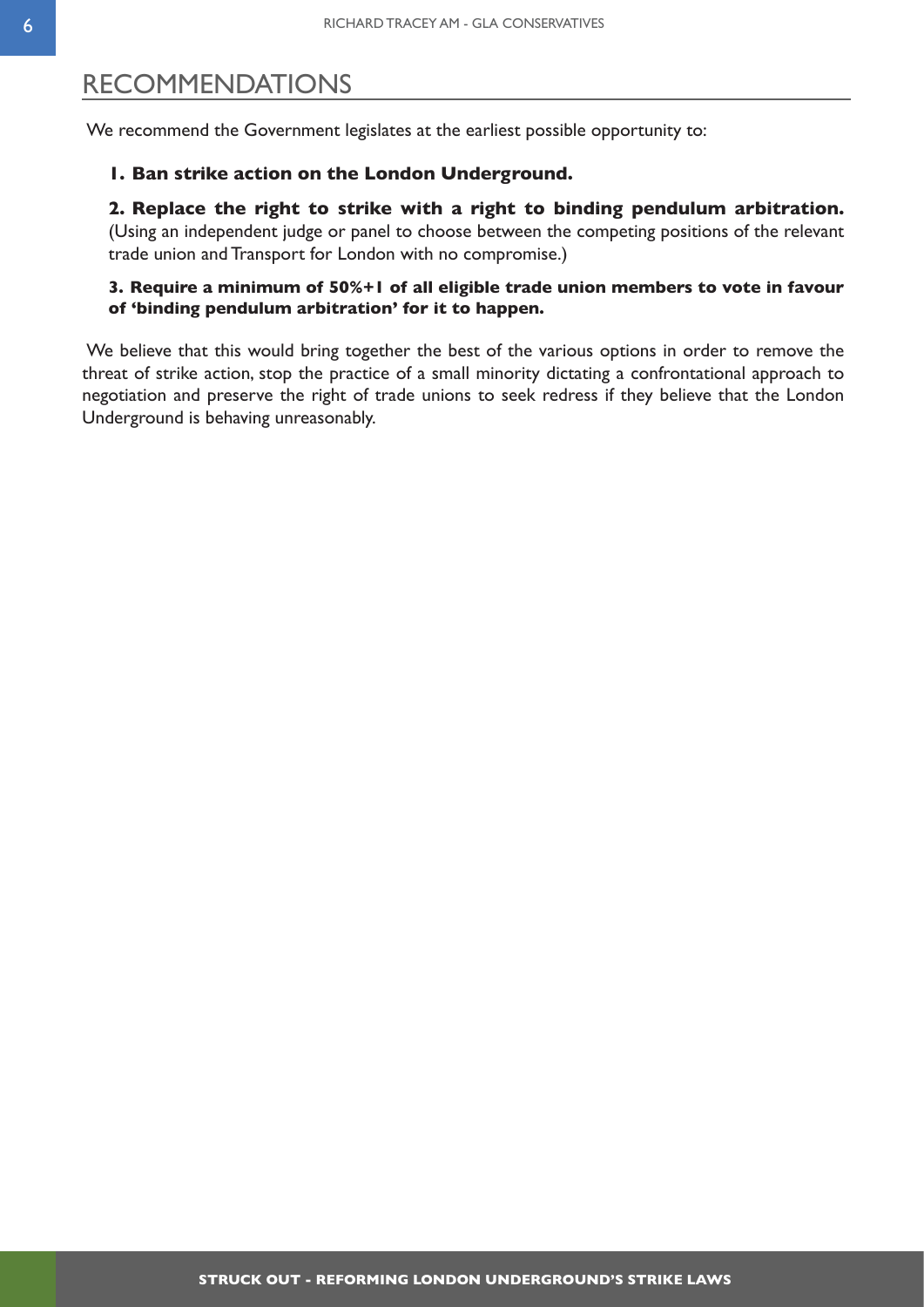## RECOMMENDATIONS

We recommend the Government legislates at the earliest possible opportunity to:

1. **Ban strike action on the London Underground.**

2. **Replace the right to strike with a right to binding pendulum arbitration.** (Using an independent judge or panel to choose between the competing positions of the relevant trade union and Transport for London with no compromise.)

3. **Require a minimum of 50%+1 of all eligible trade union members to vote in favour of 'binding pendulum arbitration' for it to happen.**

We believe that this would bring together the best of the various options in order to remove the threat of strike action, stop the practice of a small minority dictating a confrontational approach to negotiation and preserve the right of trade unions to seek redress if they believe that the London Underground is behaving unreasonably.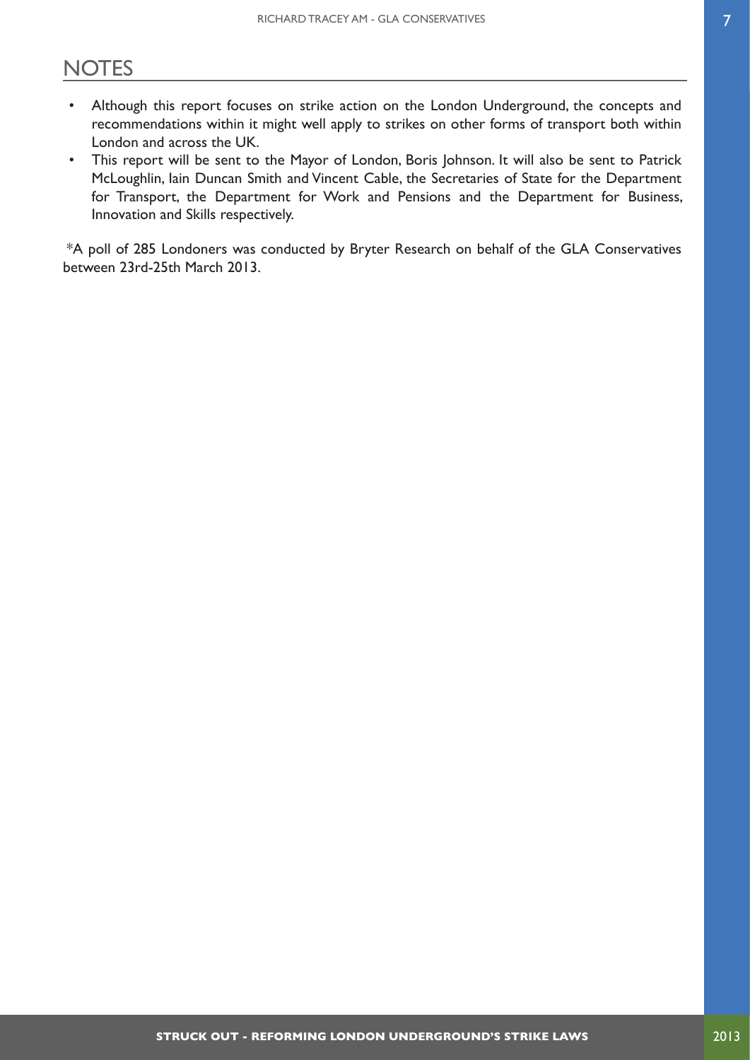## NOTES

- Although this report focuses on strike action on the London Underground, the concepts and recommendations within it might well apply to strikes on other forms of transport both within London and across the UK.
- This report will be sent to the Mayor of London, Boris Johnson. It will also be sent to Patrick McLoughlin, Iain Duncan Smith and Vincent Cable, the Secretaries of State for the Department for Transport, the Department for Work and Pensions and the Department for Business, Innovation and Skills respectively.

*A poll of 285 Londoners was conducted by Bryter Research on behalf of the GLA Conservatives between 23rd-25th March 2013.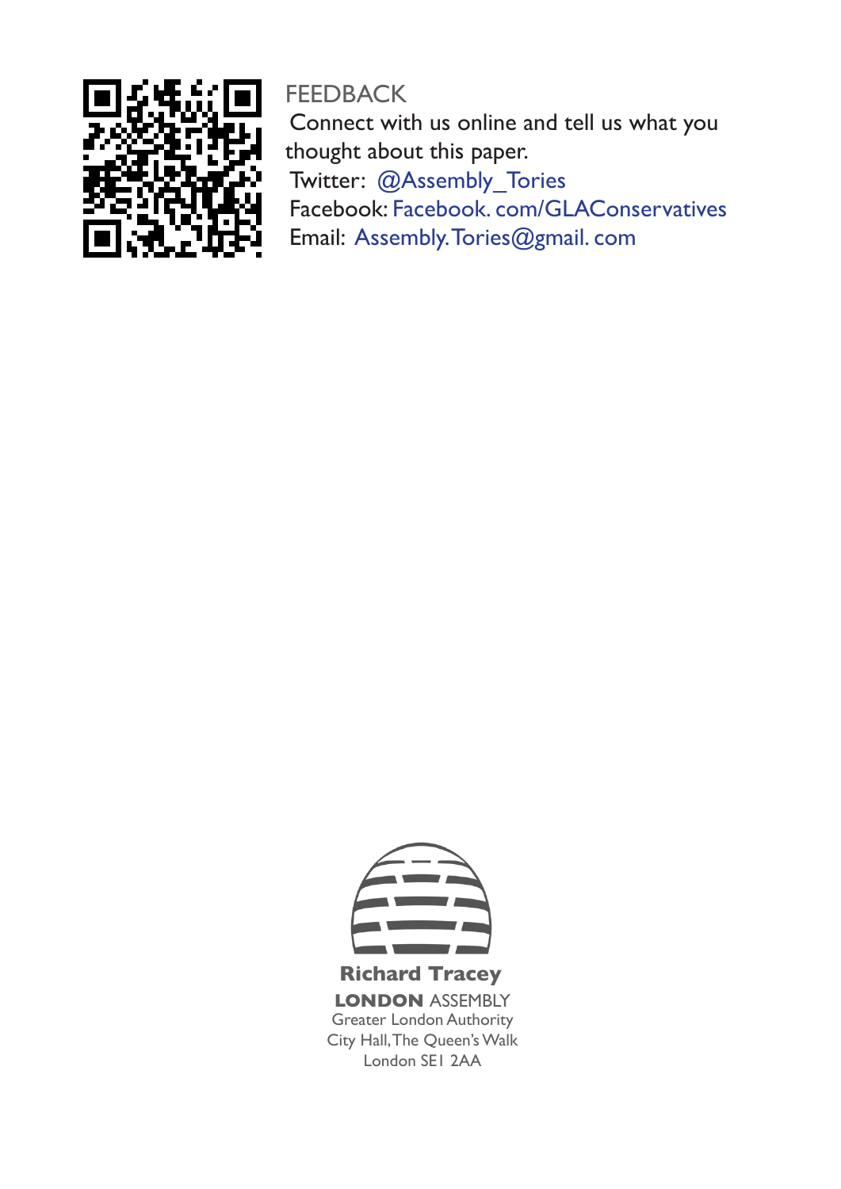## FEEDBACK

Connect with us online and tell us what you thought about this paper.

Twitter: @Assembly_Tories
Facebook: Facebook. com/GLAConservatives
Email: Assembly.Tories@gmail. com

**Richard Tracey**
**LONDON** ASSEMBLY
Greater London Authority
City Hall, The Queen's Walk
London SE1 2AA